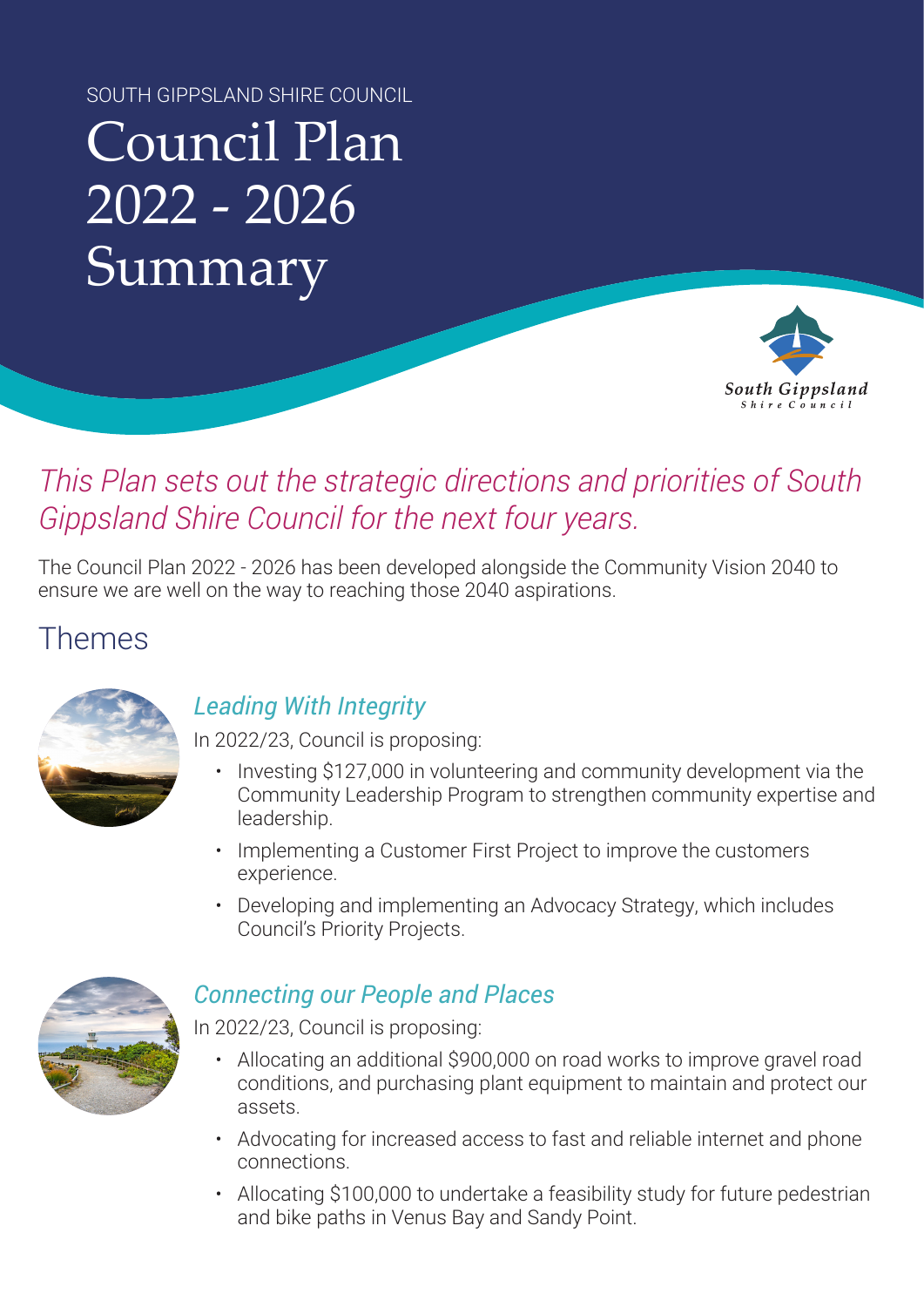SOUTH GIPPSLAND SHIRE COUNCIL

# Council Plan 2022 - 2026 Summary

*This Plan sets out the strategic directions and priorities of South Gippsland Shire Council for the next four years.*

The Council Plan 2022 - 2026 has been developed alongside the Community Vision 2040 to ensure we are well on the way to reaching those 2040 aspirations.

## Themes

### *Leading With Integrity*

In 2022/23, Council is proposing:

- Investing $127,000 in volunteering and community development via the Community Leadership Program to strengthen community expertise and leadership.
- Implementing a Customer First Project to improve the customers experience.
- Developing and implementing an Advocacy Strategy, which includes Council's Priority Projects.

### *Connecting our People and Places*

In 2022/23, Council is proposing:

- Allocating an additional $900,000 on road works to improve gravel road conditions, and purchasing plant equipment to maintain and protect our assets.
- Advocating for increased access to fast and reliable internet and phone connections.
- Allocating $100,000 to undertake a feasibility study for future pedestrian and bike paths in Venus Bay and Sandy Point.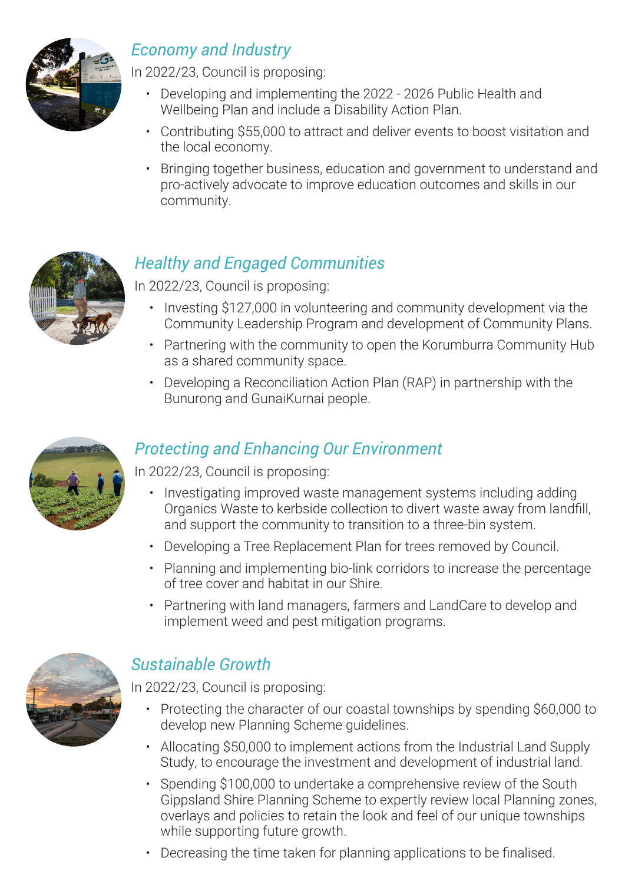## *Economy and Industry*

In 2022/23, Council is proposing:

- Developing and implementing the 2022 - 2026 Public Health and Wellbeing Plan and include a Disability Action Plan.
- Contributing $55,000 to attract and deliver events to boost visitation and the local economy.
- Bringing together business, education and government to understand and pro-actively advocate to improve education outcomes and skills in our community.

## *Healthy and Engaged Communities*

In 2022/23, Council is proposing:

- Investing $127,000 in volunteering and community development via the Community Leadership Program and development of Community Plans.
- Partnering with the community to open the Korumburra Community Hub as a shared community space.
- Developing a Reconciliation Action Plan (RAP) in partnership with the Bunurong and GunaiKurnai people.

## *Protecting and Enhancing Our Environment*

In 2022/23, Council is proposing:

- Investigating improved waste management systems including adding Organics Waste to kerbside collection to divert waste away from landfill, and support the community to transition to a three-bin system.
- Developing a Tree Replacement Plan for trees removed by Council.
- Planning and implementing bio-link corridors to increase the percentage of tree cover and habitat in our Shire.
- Partnering with land managers, farmers and LandCare to develop and implement weed and pest mitigation programs.

## *Sustainable Growth*

In 2022/23, Council is proposing:

- Protecting the character of our coastal townships by spending $60,000 to develop new Planning Scheme guidelines.
- Allocating $50,000 to implement actions from the Industrial Land Supply Study, to encourage the investment and development of industrial land.
- Spending $100,000 to undertake a comprehensive review of the South Gippsland Shire Planning Scheme to expertly review local Planning zones, overlays and policies to retain the look and feel of our unique townships while supporting future growth.
- Decreasing the time taken for planning applications to be finalised.